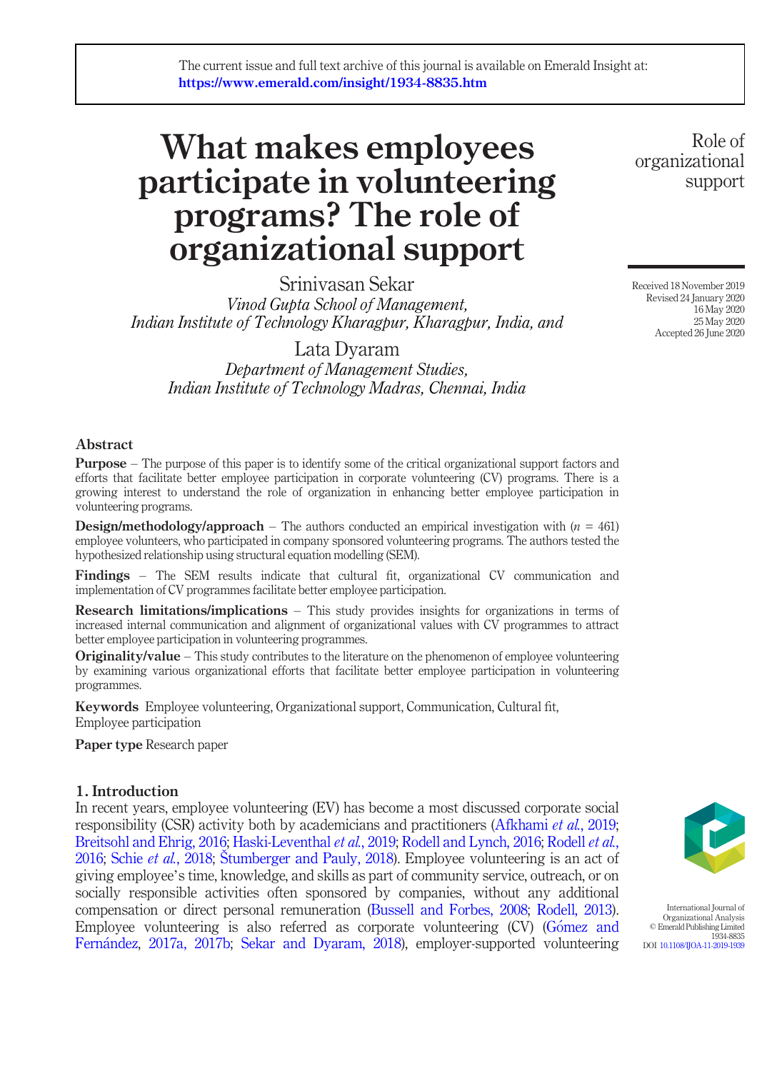The current issue and full text archive of this journal is available on Emerald Insight at: **https://www.emerald.com/insight/1934-8835.htm**

# What makes employees participate in volunteering programs? The role of organizational support

Srinivasan Sekar
*Vinod Gupta School of Management, Indian Institute of Technology Kharagpur, Kharagpur, India, and*

Lata Dyaram
*Department of Management Studies, Indian Institute of Technology Madras, Chennai, India*

Received 18 November 2019
Revised 24 January 2020
16 May 2020
25 May 2020
Accepted 26 June 2020

## Abstract

**Purpose** – The purpose of this paper is to identify some of the critical organizational support factors and efforts that facilitate better employee participation in corporate volunteering (CV) programs. There is a growing interest to understand the role of organization in enhancing better employee participation in volunteering programs.

**Design/methodology/approach** – The authors conducted an empirical investigation with ($n$ = 461) employee volunteers, who participated in company sponsored volunteering programs. The authors tested the hypothesized relationship using structural equation modelling (SEM).

**Findings** – The SEM results indicate that cultural fit, organizational CV communication and implementation of CV programmes facilitate better employee participation.

**Research limitations/implications** – This study provides insights for organizations in terms of increased internal communication and alignment of organizational values with CV programmes to attract better employee participation in volunteering programmes.

**Originality/value** – This study contributes to the literature on the phenomenon of employee volunteering by examining various organizational efforts that facilitate better employee participation in volunteering programmes.

**Keywords** Employee volunteering, Organizational support, Communication, Cultural fit, Employee participation

**Paper type** Research paper

## 1. Introduction

In recent years, employee volunteering (EV) has become a most discussed corporate social responsibility (CSR) activity both by academicians and practitioners (Afkhami *et al.*, 2019; Breitsohl and Ehrig, 2016; Haski-Leventhal *et al.*, 2019; Rodell and Lynch, 2016; Rodell *et al.*, 2016; Schie *et al.*, 2018; Štumberger and Pauly, 2018). Employee volunteering is an act of giving employee's time, knowledge, and skills as part of community service, outreach, or on socially responsible activities often sponsored by companies, without any additional compensation or direct personal remuneration (Bussell and Forbes, 2008; Rodell, 2013). Employee volunteering is also referred as corporate volunteering (CV) (Gómez and Fernández, 2017a, 2017b; Sekar and Dyaram, 2018), employer-supported volunteering

International Journal of Organizational Analysis
© Emerald Publishing Limited
1934-8835
DOI 10.1108/IJOA-11-2019-1939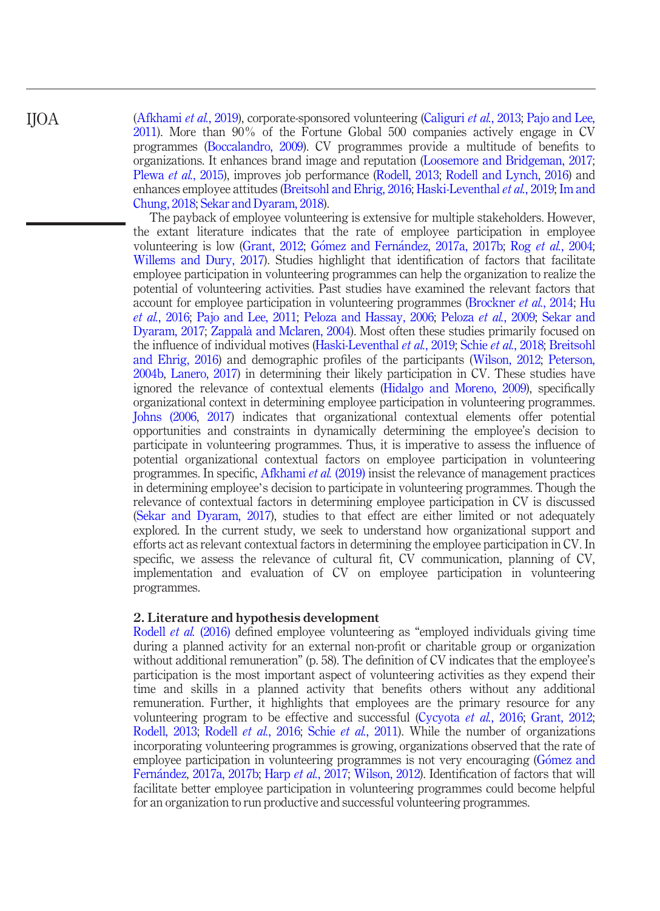(Afkhami *et al.*, 2019), corporate-sponsored volunteering (Caligiuri *et al.*, 2013; Pajo and Lee, 2011). More than 90% of the Fortune Global 500 companies actively engage in CV programmes (Boccalandro, 2009). CV programmes provide a multitude of benefits to organizations. It enhances brand image and reputation (Loosemore and Bridgeman, 2017; Plewa *et al.*, 2015), improves job performance (Rodell, 2013; Rodell and Lynch, 2016) and enhances employee attitudes (Breitsohl and Ehrig, 2016; Haski-Leventhal *et al.*, 2019; Im and Chung, 2018; Sekar and Dyaram, 2018).

The payback of employee volunteering is extensive for multiple stakeholders. However, the extant literature indicates that the rate of employee participation in employee volunteering is low (Grant, 2012; Gómez and Fernández, 2017a, 2017b; Rog *et al.*, 2004; Willems and Dury, 2017). Studies highlight that identification of factors that facilitate employee participation in volunteering programmes can help the organization to realize the potential of volunteering activities. Past studies have examined the relevant factors that account for employee participation in volunteering programmes (Brockner *et al.*, 2014; Hu *et al.*, 2016; Pajo and Lee, 2011; Peloza and Hassay, 2006; Peloza *et al.*, 2009; Sekar and Dyaram, 2017; Zappalà and Mclaren, 2004). Most often these studies primarily focused on the influence of individual motives (Haski-Leventhal *et al.*, 2019; Schie *et al.*, 2018; Breitsohl and Ehrig, 2016) and demographic profiles of the participants (Wilson, 2012; Peterson, 2004b, Lanero, 2017) in determining their likely participation in CV. These studies have ignored the relevance of contextual elements (Hidalgo and Moreno, 2009), specifically organizational context in determining employee participation in volunteering programmes. Johns (2006, 2017) indicates that organizational contextual elements offer potential opportunities and constraints in dynamically determining the employee's decision to participate in volunteering programmes. Thus, it is imperative to assess the influence of potential organizational contextual factors on employee participation in volunteering programmes. In specific, Afkhami *et al.* (2019) insist the relevance of management practices in determining employee's decision to participate in volunteering programmes. Though the relevance of contextual factors in determining employee participation in CV is discussed (Sekar and Dyaram, 2017), studies to that effect are either limited or not adequately explored. In the current study, we seek to understand how organizational support and efforts act as relevant contextual factors in determining the employee participation in CV. In specific, we assess the relevance of cultural fit, CV communication, planning of CV, implementation and evaluation of CV on employee participation in volunteering programmes.

## 2. Literature and hypothesis development

Rodell *et al.* (2016) defined employee volunteering as "employed individuals giving time during a planned activity for an external non-profit or charitable group or organization without additional remuneration" (p. 58). The definition of CV indicates that the employee's participation is the most important aspect of volunteering activities as they expend their time and skills in a planned activity that benefits others without any additional remuneration. Further, it highlights that employees are the primary resource for any volunteering program to be effective and successful (Cycyota *et al.*, 2016; Grant, 2012; Rodell, 2013; Rodell *et al.*, 2016; Schie *et al.*, 2011). While the number of organizations incorporating volunteering programmes is growing, organizations observed that the rate of employee participation in volunteering programmes is not very encouraging (Gómez and Fernández, 2017a, 2017b; Harp *et al.*, 2017; Wilson, 2012). Identification of factors that will facilitate better employee participation in volunteering programmes could become helpful for an organization to run productive and successful volunteering programmes.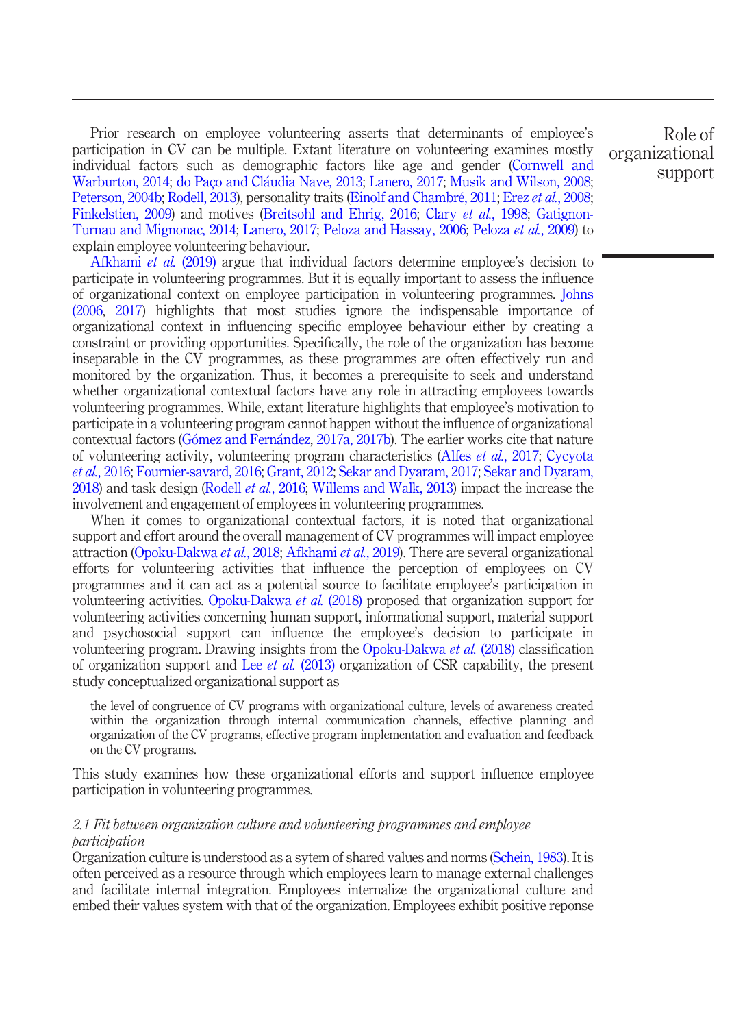Prior research on employee volunteering asserts that determinants of employee's participation in CV can be multiple. Extant literature on volunteering examines mostly individual factors such as demographic factors like age and gender (Cornwell and Warburton, 2014; do Paço and Cláudia Nave, 2013; Lanero, 2017; Musik and Wilson, 2008; Peterson, 2004b; Rodell, 2013), personality traits (Einolf and Chambré, 2011; Erez *et al.*, 2008; Finkelstien, 2009) and motives (Breitsohl and Ehrig, 2016; Clary *et al.*, 1998; Gatignon-Turnau and Mignonac, 2014; Lanero, 2017; Peloza and Hassay, 2006; Peloza *et al.*, 2009) to explain employee volunteering behaviour.

Afkhami *et al.* (2019) argue that individual factors determine employee's decision to participate in volunteering programmes. But it is equally important to assess the influence of organizational context on employee participation in volunteering programmes. Johns (2006, 2017) highlights that most studies ignore the indispensable importance of organizational context in influencing specific employee behaviour either by creating a constraint or providing opportunities. Specifically, the role of the organization has become inseparable in the CV programmes, as these programmes are often effectively run and monitored by the organization. Thus, it becomes a prerequisite to seek and understand whether organizational contextual factors have any role in attracting employees towards volunteering programmes. While, extant literature highlights that employee's motivation to participate in a volunteering program cannot happen without the influence of organizational contextual factors (Gómez and Fernández, 2017a, 2017b). The earlier works cite that nature of volunteering activity, volunteering program characteristics (Alfes *et al.*, 2017; Cycyota *et al.*, 2016; Fournier-savard, 2016; Grant, 2012; Sekar and Dyaram, 2017; Sekar and Dyaram, 2018) and task design (Rodell *et al.*, 2016; Willems and Walk, 2013) impact the increase the involvement and engagement of employees in volunteering programmes.

When it comes to organizational contextual factors, it is noted that organizational support and effort around the overall management of CV programmes will impact employee attraction (Opoku-Dakwa *et al.*, 2018; Afkhami *et al.*, 2019). There are several organizational efforts for volunteering activities that influence the perception of employees on CV programmes and it can act as a potential source to facilitate employee's participation in volunteering activities. Opoku-Dakwa *et al.* (2018) proposed that organization support for volunteering activities concerning human support, informational support, material support and psychosocial support can influence the employee's decision to participate in volunteering program. Drawing insights from the Opoku-Dakwa *et al.* (2018) classification of organization support and Lee *et al.* (2013) organization of CSR capability, the present study conceptualized organizational support as

> the level of congruence of CV programs with organizational culture, levels of awareness created within the organization through internal communication channels, effective planning and organization of the CV programs, effective program implementation and evaluation and feedback on the CV programs.

This study examines how these organizational efforts and support influence employee participation in volunteering programmes.

### *2.1 Fit between organization culture and volunteering programmes and employee participation*

Organization culture is understood as a sytem of shared values and norms (Schein, 1983). It is often perceived as a resource through which employees learn to manage external challenges and facilitate internal integration. Employees internalize the organizational culture and embed their values system with that of the organization. Employees exhibit positive reponse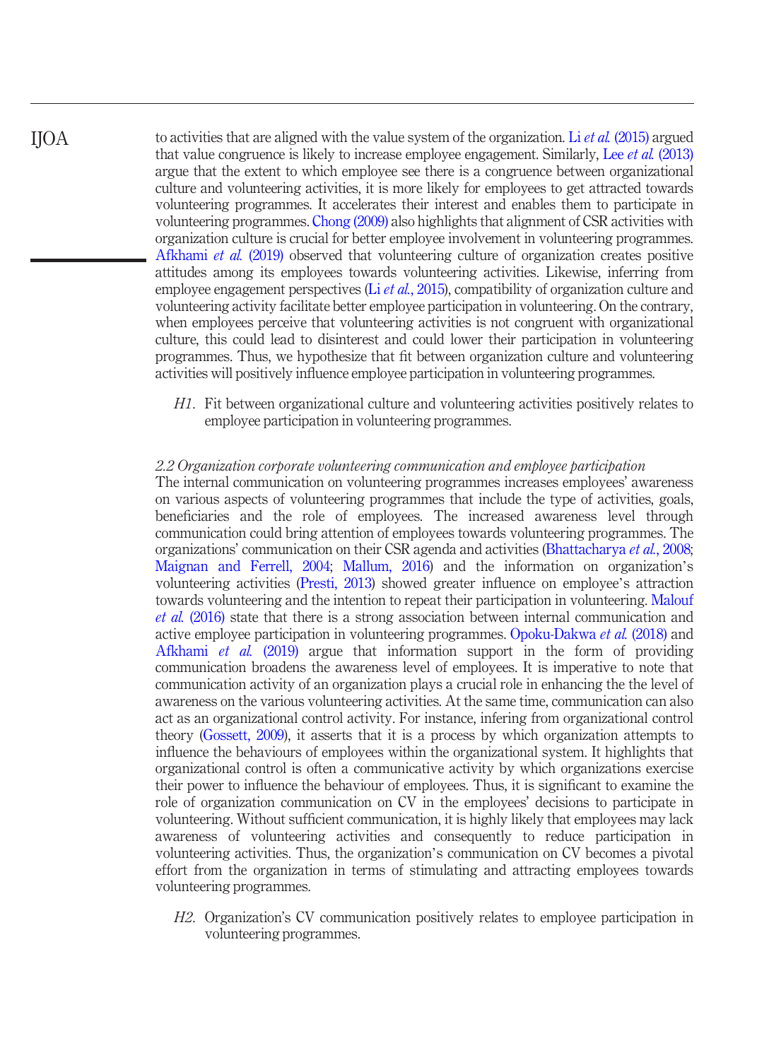to activities that are aligned with the value system of the organization. Li *et al.* (2015) argued that value congruence is likely to increase employee engagement. Similarly, Lee *et al.* (2013) argue that the extent to which employee see there is a congruence between organizational culture and volunteering activities, it is more likely for employees to get attracted towards volunteering programmes. It accelerates their interest and enables them to participate in volunteering programmes. Chong (2009) also highlights that alignment of CSR activities with organization culture is crucial for better employee involvement in volunteering programmes. Afkhami *et al.* (2019) observed that volunteering culture of organization creates positive attitudes among its employees towards volunteering activities. Likewise, inferring from employee engagement perspectives (Li *et al.*, 2015), compatibility of organization culture and volunteering activity facilitate better employee participation in volunteering. On the contrary, when employees perceive that volunteering activities is not congruent with organizational culture, this could lead to disinterest and could lower their participation in volunteering programmes. Thus, we hypothesize that fit between organization culture and volunteering activities will positively influence employee participation in volunteering programmes.

> *H1*. Fit between organizational culture and volunteering activities positively relates to employee participation in volunteering programmes.

### *2.2 Organization corporate volunteering communication and employee participation*

The internal communication on volunteering programmes increases employees' awareness on various aspects of volunteering programmes that include the type of activities, goals, beneficiaries and the role of employees. The increased awareness level through communication could bring attention of employees towards volunteering programmes. The organizations' communication on their CSR agenda and activities (Bhattacharya *et al.*, 2008; Maignan and Ferrell, 2004; Mallum, 2016) and the information on organization's volunteering activities (Presti, 2013) showed greater influence on employee's attraction towards volunteering and the intention to repeat their participation in volunteering. Malouf *et al.* (2016) state that there is a strong association between internal communication and active employee participation in volunteering programmes. Opoku-Dakwa *et al.* (2018) and Afkhami *et al.* (2019) argue that information support in the form of providing communication broadens the awareness level of employees. It is imperative to note that communication activity of an organization plays a crucial role in enhancing the the level of awareness on the various volunteering activities. At the same time, communication can also act as an organizational control activity. For instance, infering from organizational control theory (Gossett, 2009), it asserts that it is a process by which organization attempts to influence the behaviours of employees within the organizational system. It highlights that organizational control is often a communicative activity by which organizations exercise their power to influence the behaviour of employees. Thus, it is significant to examine the role of organization communication on CV in the employees' decisions to participate in volunteering. Without sufficient communication, it is highly likely that employees may lack awareness of volunteering activities and consequently to reduce participation in volunteering activities. Thus, the organization's communication on CV becomes a pivotal effort from the organization in terms of stimulating and attracting employees towards volunteering programmes.

> *H2*. Organization's CV communication positively relates to employee participation in volunteering programmes.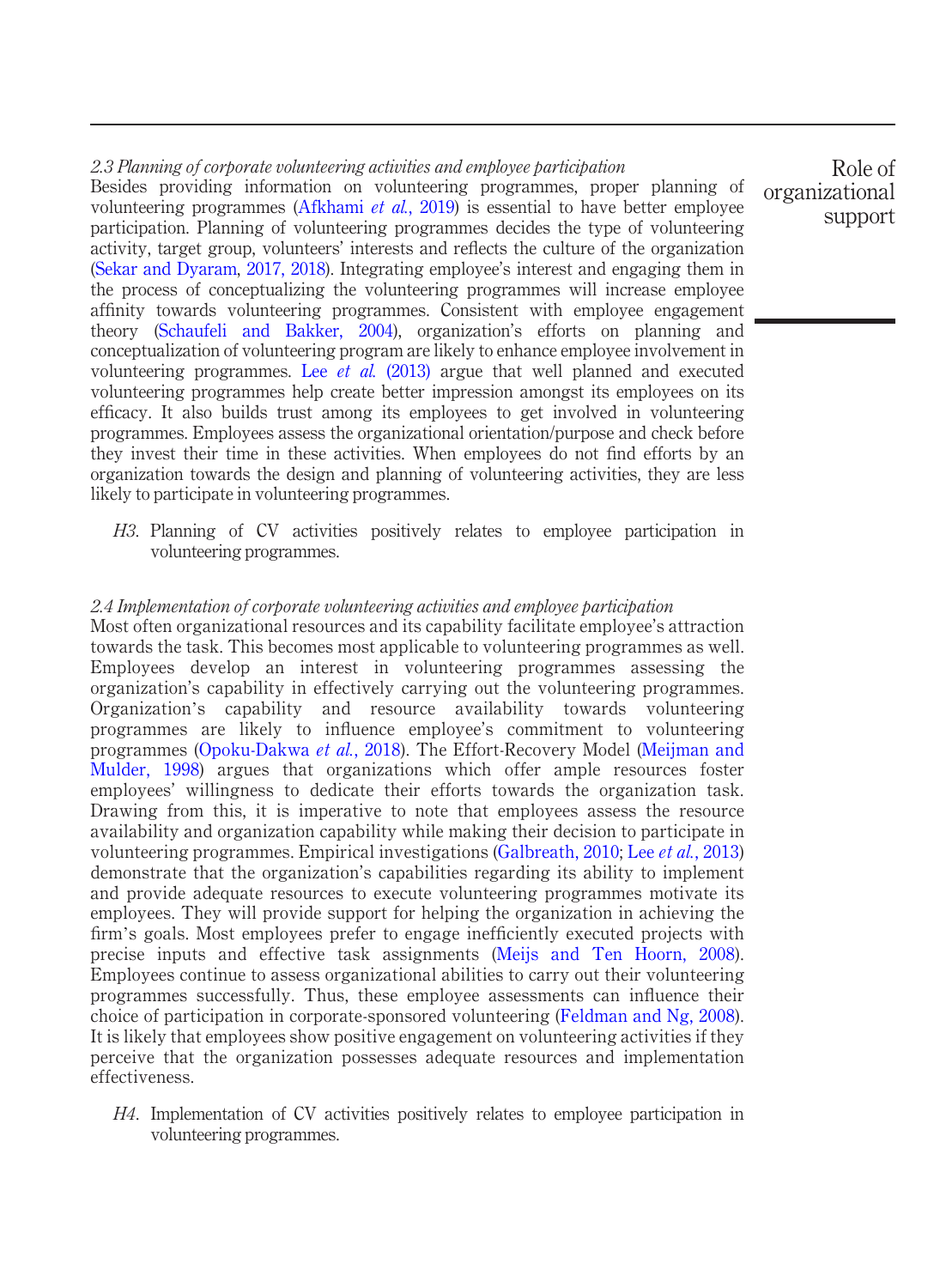### 2.3 Planning of corporate volunteering activities and employee participation

Besides providing information on volunteering programmes, proper planning of volunteering programmes (Afkhami *et al.*, 2019) is essential to have better employee participation. Planning of volunteering programmes decides the type of volunteering activity, target group, volunteers' interests and reflects the culture of the organization (Sekar and Dyaram, 2017, 2018). Integrating employee's interest and engaging them in the process of conceptualizing the volunteering programmes will increase employee affinity towards volunteering programmes. Consistent with employee engagement theory (Schaufeli and Bakker, 2004), organization's efforts on planning and conceptualization of volunteering program are likely to enhance employee involvement in volunteering programmes. Lee *et al.* (2013) argue that well planned and executed volunteering programmes help create better impression amongst its employees on its efficacy. It also builds trust among its employees to get involved in volunteering programmes. Employees assess the organizational orientation/purpose and check before they invest their time in these activities. When employees do not find efforts by an organization towards the design and planning of volunteering activities, they are less likely to participate in volunteering programmes.

*H3*. Planning of CV activities positively relates to employee participation in volunteering programmes.

### 2.4 Implementation of corporate volunteering activities and employee participation

Most often organizational resources and its capability facilitate employee's attraction towards the task. This becomes most applicable to volunteering programmes as well. Employees develop an interest in volunteering programmes assessing the organization's capability in effectively carrying out the volunteering programmes. Organization's capability and resource availability towards volunteering programmes are likely to influence employee's commitment to volunteering programmes (Opoku-Dakwa *et al.*, 2018). The Effort-Recovery Model (Meijman and Mulder, 1998) argues that organizations which offer ample resources foster employees' willingness to dedicate their efforts towards the organization task. Drawing from this, it is imperative to note that employees assess the resource availability and organization capability while making their decision to participate in volunteering programmes. Empirical investigations (Galbreath, 2010; Lee *et al.*, 2013) demonstrate that the organization's capabilities regarding its ability to implement and provide adequate resources to execute volunteering programmes motivate its employees. They will provide support for helping the organization in achieving the firm's goals. Most employees prefer to engage inefficiently executed projects with precise inputs and effective task assignments (Meijs and Ten Hoorn, 2008). Employees continue to assess organizational abilities to carry out their volunteering programmes successfully. Thus, these employee assessments can influence their choice of participation in corporate-sponsored volunteering (Feldman and Ng, 2008). It is likely that employees show positive engagement on volunteering activities if they perceive that the organization possesses adequate resources and implementation effectiveness.

*H4*. Implementation of CV activities positively relates to employee participation in volunteering programmes.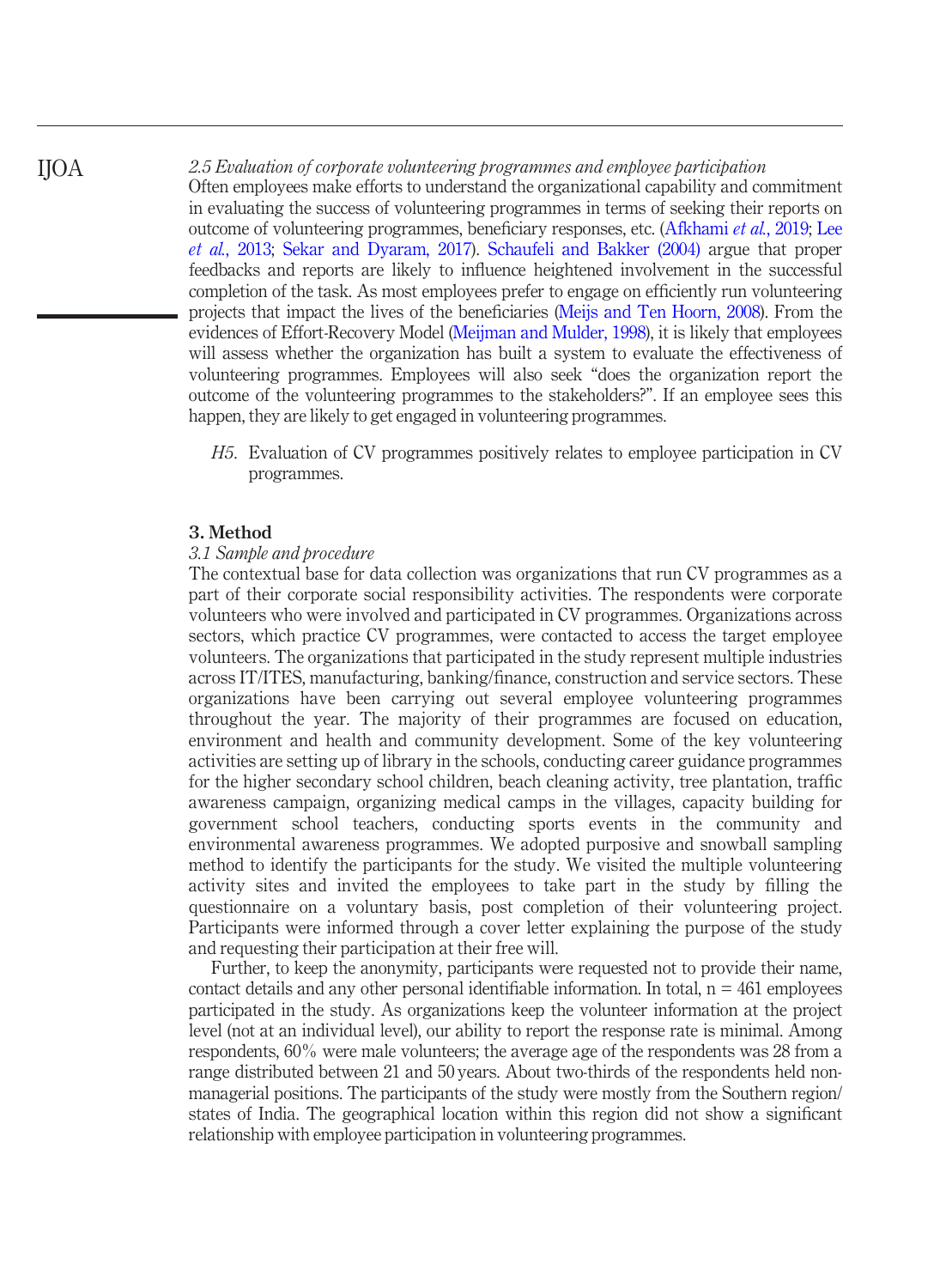### 2.5 Evaluation of corporate volunteering programmes and employee participation

Often employees make efforts to understand the organizational capability and commitment in evaluating the success of volunteering programmes in terms of seeking their reports on outcome of volunteering programmes, beneficiary responses, etc. (Afkhami *et al.*, 2019; Lee *et al.*, 2013; Sekar and Dyaram, 2017). Schaufeli and Bakker (2004) argue that proper feedbacks and reports are likely to influence heightened involvement in the successful completion of the task. As most employees prefer to engage on efficiently run volunteering projects that impact the lives of the beneficiaries (Meijs and Ten Hoorn, 2008). From the evidences of Effort-Recovery Model (Meijman and Mulder, 1998), it is likely that employees will assess whether the organization has built a system to evaluate the effectiveness of volunteering programmes. Employees will also seek "does the organization report the outcome of the volunteering programmes to the stakeholders?". If an employee sees this happen, they are likely to get engaged in volunteering programmes.

*H5*. Evaluation of CV programmes positively relates to employee participation in CV programmes.

## 3. Method

### 3.1 Sample and procedure

The contextual base for data collection was organizations that run CV programmes as a part of their corporate social responsibility activities. The respondents were corporate volunteers who were involved and participated in CV programmes. Organizations across sectors, which practice CV programmes, were contacted to access the target employee volunteers. The organizations that participated in the study represent multiple industries across IT/ITES, manufacturing, banking/finance, construction and service sectors. These organizations have been carrying out several employee volunteering programmes throughout the year. The majority of their programmes are focused on education, environment and health and community development. Some of the key volunteering activities are setting up of library in the schools, conducting career guidance programmes for the higher secondary school children, beach cleaning activity, tree plantation, traffic awareness campaign, organizing medical camps in the villages, capacity building for government school teachers, conducting sports events in the community and environmental awareness programmes. We adopted purposive and snowball sampling method to identify the participants for the study. We visited the multiple volunteering activity sites and invited the employees to take part in the study by filling the questionnaire on a voluntary basis, post completion of their volunteering project. Participants were informed through a cover letter explaining the purpose of the study and requesting their participation at their free will.

Further, to keep the anonymity, participants were requested not to provide their name, contact details and any other personal identifiable information. In total, n = 461 employees participated in the study. As organizations keep the volunteer information at the project level (not at an individual level), our ability to report the response rate is minimal. Among respondents, 60% were male volunteers; the average age of the respondents was 28 from a range distributed between 21 and 50 years. About two-thirds of the respondents held non-managerial positions. The participants of the study were mostly from the Southern region/states of India. The geographical location within this region did not show a significant relationship with employee participation in volunteering programmes.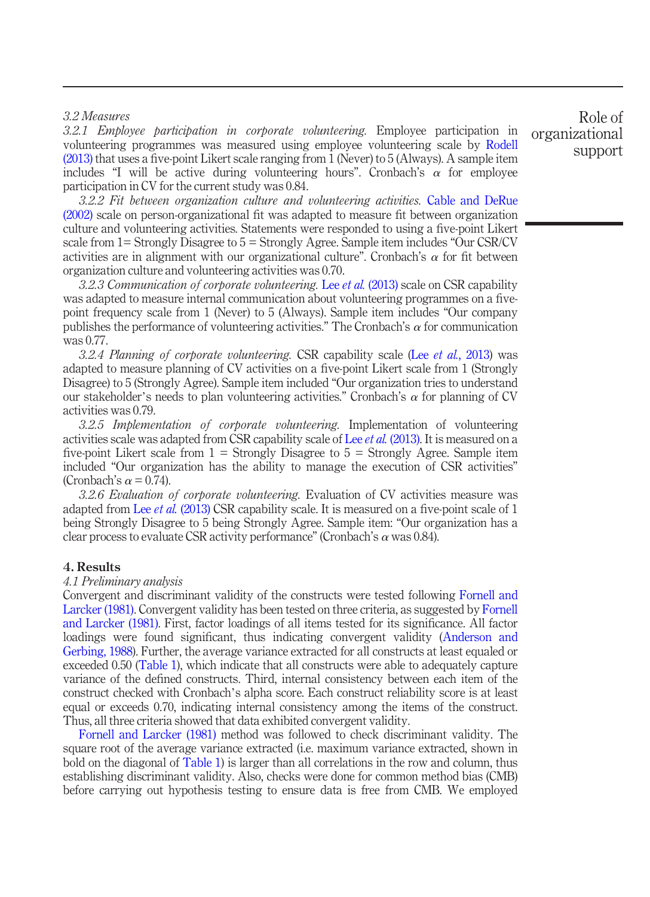### 3.2 Measures

*3.2.1 Employee participation in corporate volunteering.* Employee participation in volunteering programmes was measured using employee volunteering scale by Rodell (2013) that uses a five-point Likert scale ranging from 1 (Never) to 5 (Always). A sample item includes "I will be active during volunteering hours". Cronbach's $\alpha$ for employee participation in CV for the current study was 0.84.

*3.2.2 Fit between organization culture and volunteering activities.* Cable and DeRue (2002) scale on person-organizational fit was adapted to measure fit between organization culture and volunteering activities. Statements were responded to using a five-point Likert scale from 1= Strongly Disagree to 5 = Strongly Agree. Sample item includes "Our CSR/CV activities are in alignment with our organizational culture". Cronbach's $\alpha$ for fit between organization culture and volunteering activities was 0.70.

*3.2.3 Communication of corporate volunteering.* Lee *et al.* (2013) scale on CSR capability was adapted to measure internal communication about volunteering programmes on a five-point frequency scale from 1 (Never) to 5 (Always). Sample item includes "Our company publishes the performance of volunteering activities." The Cronbach's $\alpha$ for communication was 0.77.

*3.2.4 Planning of corporate volunteering.* CSR capability scale (Lee *et al.*, 2013) was adapted to measure planning of CV activities on a five-point Likert scale from 1 (Strongly Disagree) to 5 (Strongly Agree). Sample item included "Our organization tries to understand our stakeholder's needs to plan volunteering activities." Cronbach's $\alpha$ for planning of CV activities was 0.79.

*3.2.5 Implementation of corporate volunteering.* Implementation of volunteering activities scale was adapted from CSR capability scale of Lee *et al.* (2013). It is measured on a five-point Likert scale from 1 = Strongly Disagree to 5 = Strongly Agree. Sample item included "Our organization has the ability to manage the execution of CSR activities" (Cronbach's $\alpha$ = 0.74).

*3.2.6 Evaluation of corporate volunteering.* Evaluation of CV activities measure was adapted from Lee *et al.* (2013) CSR capability scale. It is measured on a five-point scale of 1 being Strongly Disagree to 5 being Strongly Agree. Sample item: "Our organization has a clear process to evaluate CSR activity performance" (Cronbach's $\alpha$ was 0.84).

## 4. Results

### 4.1 Preliminary analysis

Convergent and discriminant validity of the constructs were tested following Fornell and Larcker (1981). Convergent validity has been tested on three criteria, as suggested by Fornell and Larcker (1981). First, factor loadings of all items tested for its significance. All factor loadings were found significant, thus indicating convergent validity (Anderson and Gerbing, 1988). Further, the average variance extracted for all constructs at least equaled or exceeded 0.50 (Table 1), which indicate that all constructs were able to adequately capture variance of the defined constructs. Third, internal consistency between each item of the construct checked with Cronbach's alpha score. Each construct reliability score is at least equal or exceeds 0.70, indicating internal consistency among the items of the construct. Thus, all three criteria showed that data exhibited convergent validity.

Fornell and Larcker (1981) method was followed to check discriminant validity. The square root of the average variance extracted (i.e. maximum variance extracted, shown in bold on the diagonal of Table 1) is larger than all correlations in the row and column, thus establishing discriminant validity. Also, checks were done for common method bias (CMB) before carrying out hypothesis testing to ensure data is free from CMB. We employed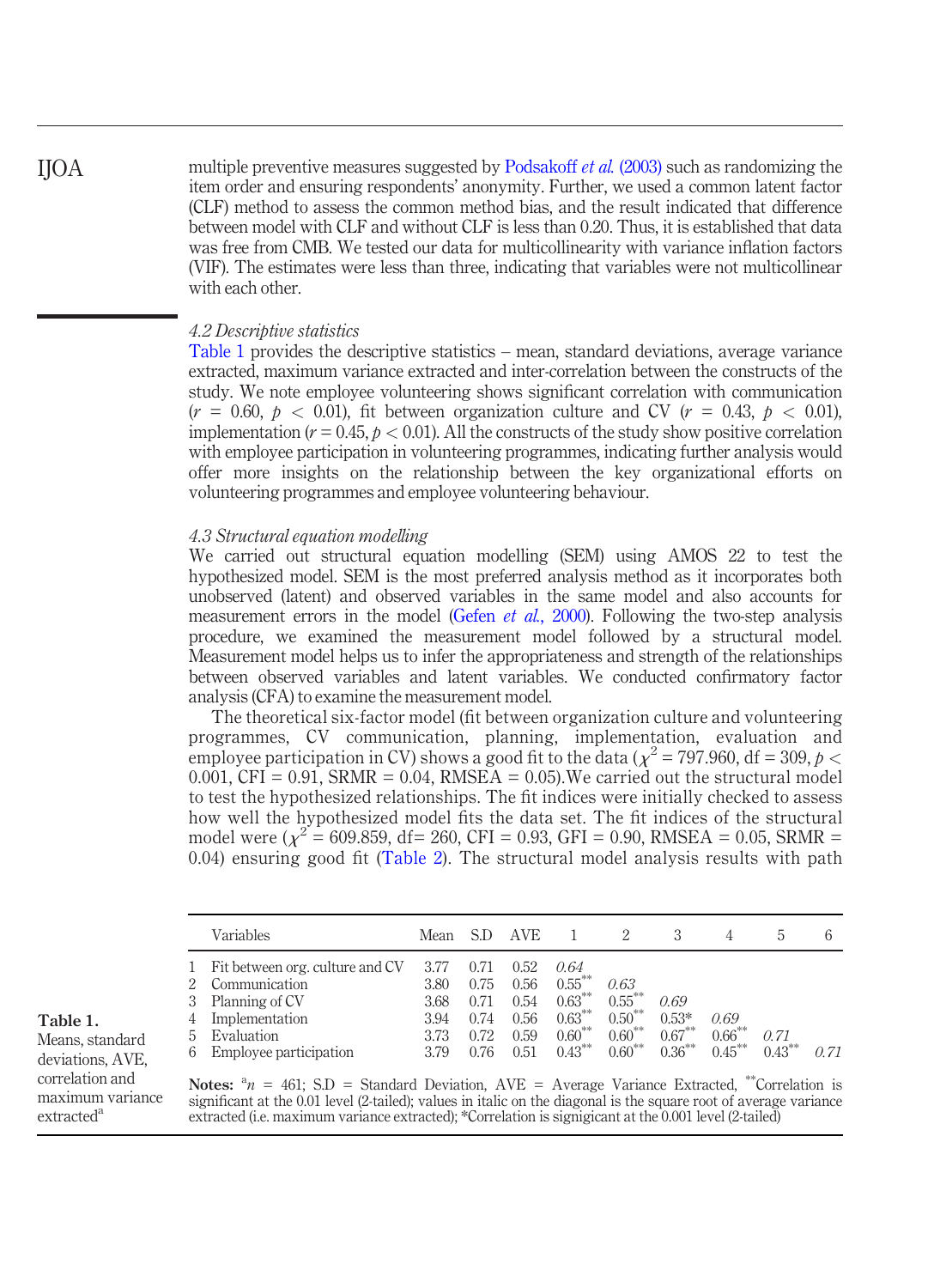multiple preventive measures suggested by Podsakoff *et al.* (2003) such as randomizing the item order and ensuring respondents' anonymity. Further, we used a common latent factor (CLF) method to assess the common method bias, and the result indicated that difference between model with CLF and without CLF is less than 0.20. Thus, it is established that data was free from CMB. We tested our data for multicollinearity with variance inflation factors (VIF). The estimates were less than three, indicating that variables were not multicollinear with each other.

### *4.2 Descriptive statistics*

Table 1 provides the descriptive statistics – mean, standard deviations, average variance extracted, maximum variance extracted and inter-correlation between the constructs of the study. We note employee volunteering shows significant correlation with communication ($r$ = 0.60, $p$ < 0.01), fit between organization culture and CV ($r$ = 0.43, $p$ < 0.01), implementation ($r$ = 0.45, $p$ < 0.01). All the constructs of the study show positive correlation with employee participation in volunteering programmes, indicating further analysis would offer more insights on the relationship between the key organizational efforts on volunteering programmes and employee volunteering behaviour.

### *4.3 Structural equation modelling*

We carried out structural equation modelling (SEM) using AMOS 22 to test the hypothesized model. SEM is the most preferred analysis method as it incorporates both unobserved (latent) and observed variables in the same model and also accounts for measurement errors in the model (Gefen *et al.*, 2000). Following the two-step analysis procedure, we examined the measurement model followed by a structural model. Measurement model helps us to infer the appropriateness and strength of the relationships between observed variables and latent variables. We conducted confirmatory factor analysis (CFA) to examine the measurement model.

The theoretical six-factor model (fit between organization culture and volunteering programmes, CV communication, planning, implementation, evaluation and employee participation in CV) shows a good fit to the data ($\chi^2$ = 797.960, df = 309, $p$ < 0.001, CFI = 0.91, SRMR = 0.04, RMSEA = 0.05).We carried out the structural model to test the hypothesized relationships. The fit indices were initially checked to assess how well the hypothesized model fits the data set. The fit indices of the structural model were ($\chi^2$ = 609.859, df= 260, CFI = 0.93, GFI = 0.90, RMSEA = 0.05, SRMR = 0.04) ensuring good fit (Table 2). The structural model analysis results with path

**Table 1.** Means, standard deviations, AVE, correlation and maximum variance extracted[a]

| | Variables | Mean | S.D | AVE | 1 | 2 | 3 | 4 | 5 | 6 |
|---|---|---|---|---|---|---|---|---|---|---|
| 1 | Fit between org. culture and CV | 3.77 | 0.71 | 0.52 | *0.64* | | | | | |
| 2 | Communication | 3.80 | 0.75 | 0.56 | 0.55** | *0.63* | | | | |
| 3 | Planning of CV | 3.68 | 0.71 | 0.54 | 0.63** | 0.55** | *0.69* | | | |
| 4 | Implementation | 3.94 | 0.74 | 0.56 | 0.63** | 0.50** | 0.53* | *0.69* | | |
| 5 | Evaluation | 3.73 | 0.72 | 0.59 | 0.60** | 0.60** | 0.67** | 0.66** | *0.71* | |
| 6 | Employee participation | 3.79 | 0.76 | 0.51 | 0.43** | 0.60** | 0.36** | 0.45** | 0.43** | *0.71* |

**Notes:** [a]$n$ = 461; S.D = Standard Deviation, AVE = Average Variance Extracted, **Correlation is significant at the 0.01 level (2-tailed); values in italic on the diagonal is the square root of average variance extracted (i.e. maximum variance extracted); *Correlation is signigicant at the 0.001 level (2-tailed)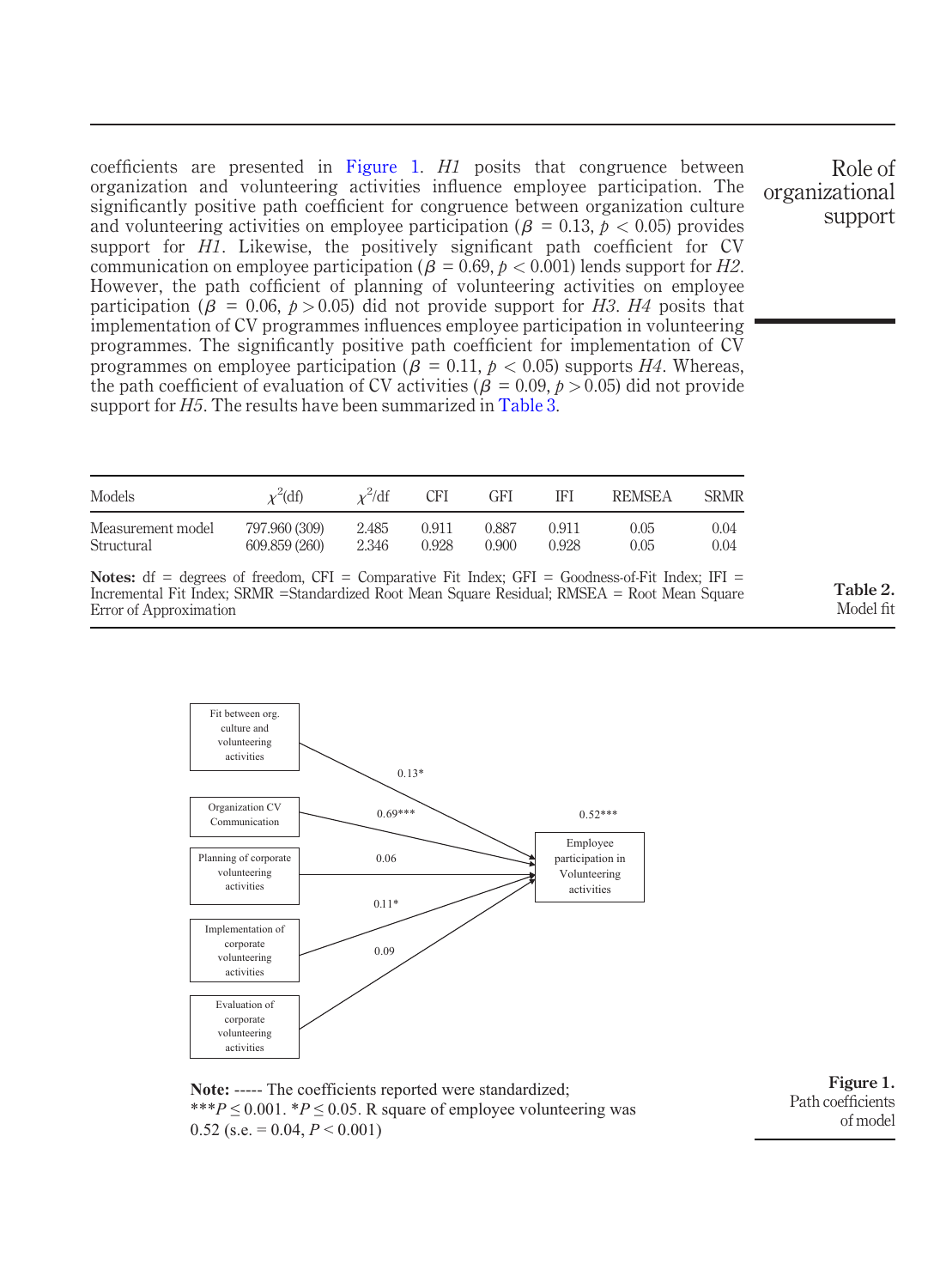coefficients are presented in Figure 1. *H1* posits that congruence between organization and volunteering activities influence employee participation. The significantly positive path coefficient for congruence between organization culture and volunteering activities on employee participation ($\beta$ = 0.13, $p$ < 0.05) provides support for *H1*. Likewise, the positively significant path coefficient for CV communication on employee participation ($\beta$ = 0.69, $p$ < 0.001) lends support for *H2*. However, the path cofficient of planning of volunteering activities on employee participation ($\beta$ = 0.06, $p$ > 0.05) did not provide support for *H3*. *H4* posits that implementation of CV programmes influences employee participation in volunteering programmes. The significantly positive path coefficient for implementation of CV programmes on employee participation ($\beta$ = 0.11, $p$ < 0.05) supports *H4*. Whereas, the path coefficient of evaluation of CV activities ($\beta$ = 0.09, $p$ > 0.05) did not provide support for *H5*. The results have been summarized in Table 3.

| Models | $\chi^2$(df) | $\chi^2$/df | CFI | GFI | IFI | REMSEA | SRMR |
|---|---|---|---|---|---|---|---|
| Measurement model | 797.960 (309) | 2.485 | 0.911 | 0.887 | 0.911 | 0.05 | 0.04 |
| Structural | 609.859 (260) | 2.346 | 0.928 | 0.900 | 0.928 | 0.05 | 0.04 |

**Notes:** df = degrees of freedom, CFI = Comparative Fit Index; GFI = Goodness-of-Fit Index; IFI = Incremental Fit Index; SRMR =Standardized Root Mean Square Residual; RMSEA = Root Mean Square Error of Approximation

**Table 2.** Model fit

Fit between org. culture and volunteering activities → Employee participation in Volunteering activities: 0.13*
Organization CV Communication → Employee participation in Volunteering activities: 0.69***
Planning of corporate volunteering activities → Employee participation in Volunteering activities: 0.06
Implementation of corporate volunteering activities → Employee participation in Volunteering activities: 0.11*
Evaluation of corporate volunteering activities → Employee participation in Volunteering activities: 0.09
Employee participation in Volunteering activities: 0.52***

**Note:** ----- The coefficients reported were standardized; ***$P \leq 0.001$. *$P \leq 0.05$. R square of employee volunteering was 0.52 (s.e. = 0.04, $P < 0.001$)

**Figure 1.** Path coefficients of model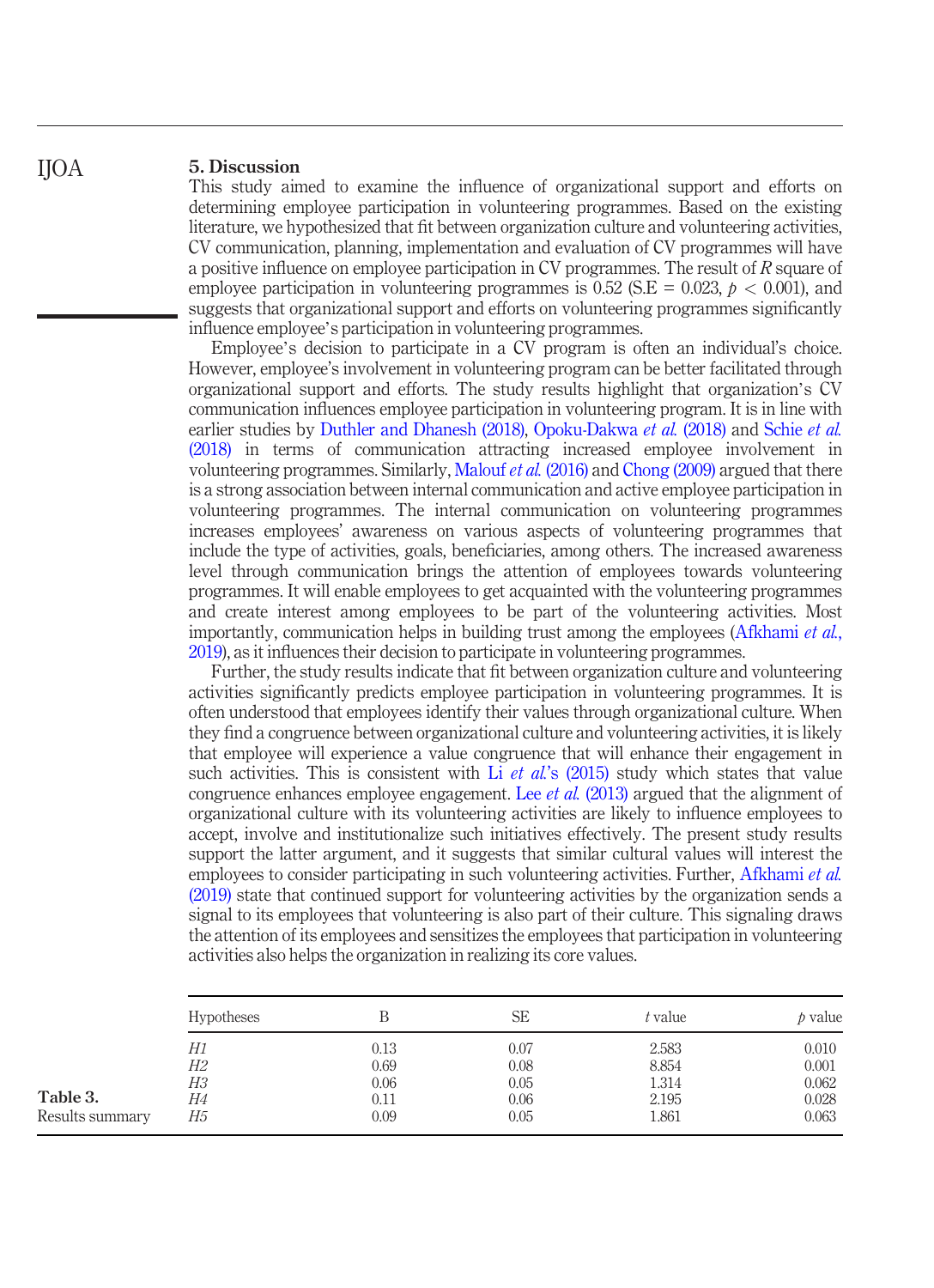## 5. Discussion

This study aimed to examine the influence of organizational support and efforts on determining employee participation in volunteering programmes. Based on the existing literature, we hypothesized that fit between organization culture and volunteering activities, CV communication, planning, implementation and evaluation of CV programmes will have a positive influence on employee participation in CV programmes. The result of $R$ square of employee participation in volunteering programmes is 0.52 (S.E = 0.023, $p < 0.001$), and suggests that organizational support and efforts on volunteering programmes significantly influence employee's participation in volunteering programmes.

Employee's decision to participate in a CV program is often an individual's choice. However, employee's involvement in volunteering program can be better facilitated through organizational support and efforts. The study results highlight that organization's CV communication influences employee participation in volunteering program. It is in line with earlier studies by Duthler and Dhanesh (2018), Opoku-Dakwa *et al.* (2018) and Schie *et al.* (2018) in terms of communication attracting increased employee involvement in volunteering programmes. Similarly, Malouf *et al.* (2016) and Chong (2009) argued that there is a strong association between internal communication and active employee participation in volunteering programmes. The internal communication on volunteering programmes increases employees' awareness on various aspects of volunteering programmes that include the type of activities, goals, beneficiaries, among others. The increased awareness level through communication brings the attention of employees towards volunteering programmes. It will enable employees to get acquainted with the volunteering programmes and create interest among employees to be part of the volunteering activities. Most importantly, communication helps in building trust among the employees (Afkhami *et al.*, 2019), as it influences their decision to participate in volunteering programmes.

Further, the study results indicate that fit between organization culture and volunteering activities significantly predicts employee participation in volunteering programmes. It is often understood that employees identify their values through organizational culture. When they find a congruence between organizational culture and volunteering activities, it is likely that employee will experience a value congruence that will enhance their engagement in such activities. This is consistent with Li *et al.*'s (2015) study which states that value congruence enhances employee engagement. Lee *et al.* (2013) argued that the alignment of organizational culture with its volunteering activities are likely to influence employees to accept, involve and institutionalize such initiatives effectively. The present study results support the latter argument, and it suggests that similar cultural values will interest the employees to consider participating in such volunteering activities. Further, Afkhami *et al.* (2019) state that continued support for volunteering activities by the organization sends a signal to its employees that volunteering is also part of their culture. This signaling draws the attention of its employees and sensitizes the employees that participation in volunteering activities also helps the organization in realizing its core values.

**Table 3.** Results summary

| Hypotheses | B | SE | $t$ value | $p$ value |
|---|---|---|---|---|
| *H1* | 0.13 | 0.07 | 2.583 | 0.010 |
| *H2* | 0.69 | 0.08 | 8.854 | 0.001 |
| *H3* | 0.06 | 0.05 | 1.314 | 0.062 |
| *H4* | 0.11 | 0.06 | 2.195 | 0.028 |
| *H5* | 0.09 | 0.05 | 1.861 | 0.063 |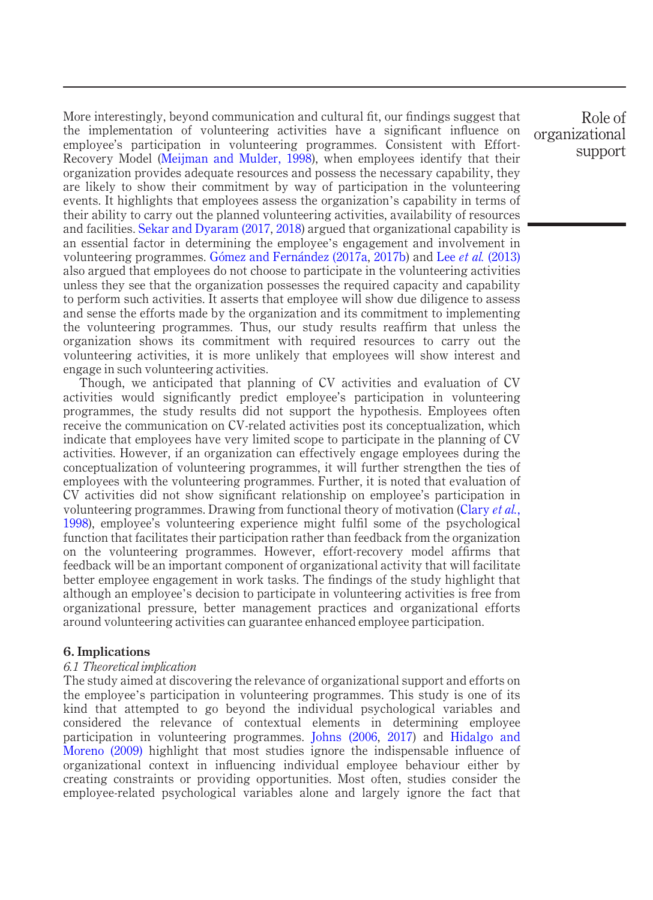More interestingly, beyond communication and cultural fit, our findings suggest that the implementation of volunteering activities have a significant influence on employee's participation in volunteering programmes. Consistent with Effort-Recovery Model (Meijman and Mulder, 1998), when employees identify that their organization provides adequate resources and possess the necessary capability, they are likely to show their commitment by way of participation in the volunteering events. It highlights that employees assess the organization's capability in terms of their ability to carry out the planned volunteering activities, availability of resources and facilities. Sekar and Dyaram (2017, 2018) argued that organizational capability is an essential factor in determining the employee's engagement and involvement in volunteering programmes. Gómez and Fernández (2017a, 2017b) and Lee *et al.* (2013) also argued that employees do not choose to participate in the volunteering activities unless they see that the organization possesses the required capacity and capability to perform such activities. It asserts that employee will show due diligence to assess and sense the efforts made by the organization and its commitment to implementing the volunteering programmes. Thus, our study results reaffirm that unless the organization shows its commitment with required resources to carry out the volunteering activities, it is more unlikely that employees will show interest and engage in such volunteering activities.

Though, we anticipated that planning of CV activities and evaluation of CV activities would significantly predict employee's participation in volunteering programmes, the study results did not support the hypothesis. Employees often receive the communication on CV-related activities post its conceptualization, which indicate that employees have very limited scope to participate in the planning of CV activities. However, if an organization can effectively engage employees during the conceptualization of volunteering programmes, it will further strengthen the ties of employees with the volunteering programmes. Further, it is noted that evaluation of CV activities did not show significant relationship on employee's participation in volunteering programmes. Drawing from functional theory of motivation (Clary *et al.*, 1998), employee's volunteering experience might fulfil some of the psychological function that facilitates their participation rather than feedback from the organization on the volunteering programmes. However, effort-recovery model affirms that feedback will be an important component of organizational activity that will facilitate better employee engagement in work tasks. The findings of the study highlight that although an employee's decision to participate in volunteering activities is free from organizational pressure, better management practices and organizational efforts around volunteering activities can guarantee enhanced employee participation.

## 6. Implications

### *6.1 Theoretical implication*

The study aimed at discovering the relevance of organizational support and efforts on the employee's participation in volunteering programmes. This study is one of its kind that attempted to go beyond the individual psychological variables and considered the relevance of contextual elements in determining employee participation in volunteering programmes. Johns (2006, 2017) and Hidalgo and Moreno (2009) highlight that most studies ignore the indispensable influence of organizational context in influencing individual employee behaviour either by creating constraints or providing opportunities. Most often, studies consider the employee-related psychological variables alone and largely ignore the fact that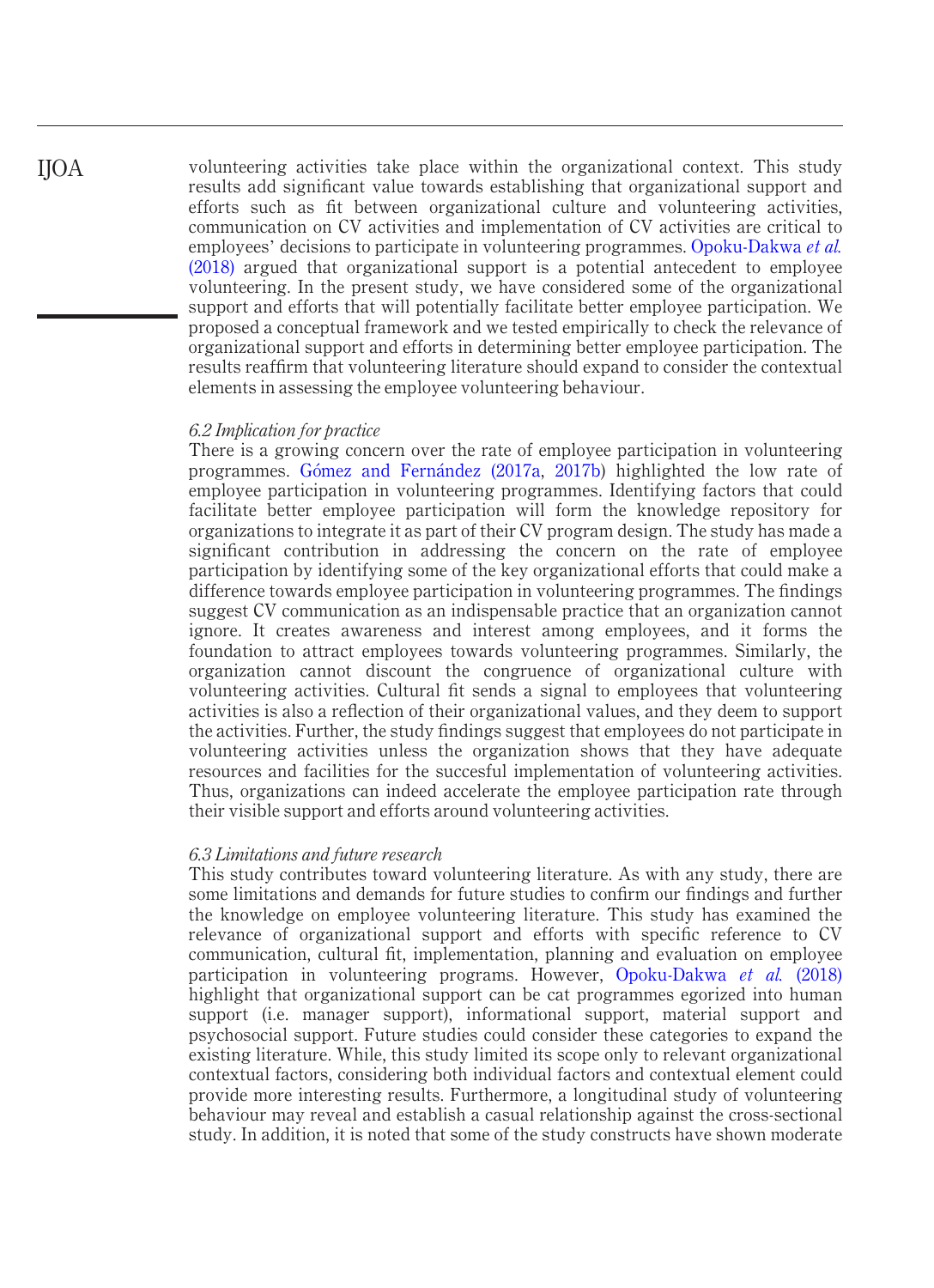volunteering activities take place within the organizational context. This study results add significant value towards establishing that organizational support and efforts such as fit between organizational culture and volunteering activities, communication on CV activities and implementation of CV activities are critical to employees' decisions to participate in volunteering programmes. Opoku-Dakwa *et al.* (2018) argued that organizational support is a potential antecedent to employee volunteering. In the present study, we have considered some of the organizational support and efforts that will potentially facilitate better employee participation. We proposed a conceptual framework and we tested empirically to check the relevance of organizational support and efforts in determining better employee participation. The results reaffirm that volunteering literature should expand to consider the contextual elements in assessing the employee volunteering behaviour.

### *6.2 Implication for practice*

There is a growing concern over the rate of employee participation in volunteering programmes. Gómez and Fernández (2017a, 2017b) highlighted the low rate of employee participation in volunteering programmes. Identifying factors that could facilitate better employee participation will form the knowledge repository for organizations to integrate it as part of their CV program design. The study has made a significant contribution in addressing the concern on the rate of employee participation by identifying some of the key organizational efforts that could make a difference towards employee participation in volunteering programmes. The findings suggest CV communication as an indispensable practice that an organization cannot ignore. It creates awareness and interest among employees, and it forms the foundation to attract employees towards volunteering programmes. Similarly, the organization cannot discount the congruence of organizational culture with volunteering activities. Cultural fit sends a signal to employees that volunteering activities is also a reflection of their organizational values, and they deem to support the activities. Further, the study findings suggest that employees do not participate in volunteering activities unless the organization shows that they have adequate resources and facilities for the succesful implementation of volunteering activities. Thus, organizations can indeed accelerate the employee participation rate through their visible support and efforts around volunteering activities.

### *6.3 Limitations and future research*

This study contributes toward volunteering literature. As with any study, there are some limitations and demands for future studies to confirm our findings and further the knowledge on employee volunteering literature. This study has examined the relevance of organizational support and efforts with specific reference to CV communication, cultural fit, implementation, planning and evaluation on employee participation in volunteering programs. However, Opoku-Dakwa *et al.* (2018) highlight that organizational support can be cat programmes egorized into human support (i.e. manager support), informational support, material support and psychosocial support. Future studies could consider these categories to expand the existing literature. While, this study limited its scope only to relevant organizational contextual factors, considering both individual factors and contextual element could provide more interesting results. Furthermore, a longitudinal study of volunteering behaviour may reveal and establish a casual relationship against the cross-sectional study. In addition, it is noted that some of the study constructs have shown moderate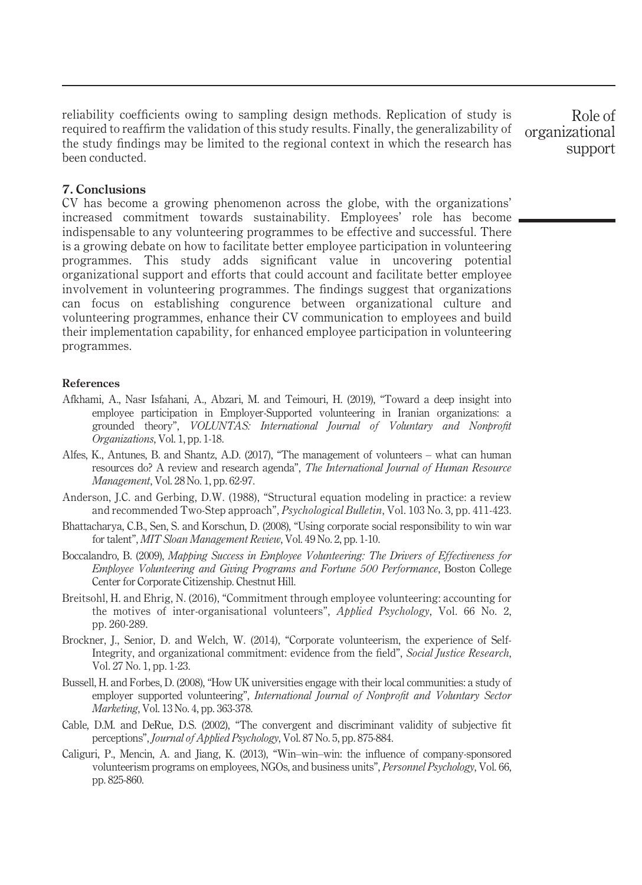reliability coefficients owing to sampling design methods. Replication of study is required to reaffirm the validation of this study results. Finally, the generalizability of the study findings may be limited to the regional context in which the research has been conducted.

## 7. Conclusions

CV has become a growing phenomenon across the globe, with the organizations' increased commitment towards sustainability. Employees' role has become indispensable to any volunteering programmes to be effective and successful. There is a growing debate on how to facilitate better employee participation in volunteering programmes. This study adds significant value in uncovering potential organizational support and efforts that could account and facilitate better employee involvement in volunteering programmes. The findings suggest that organizations can focus on establishing congruence between organizational culture and volunteering programmes, enhance their CV communication to employees and build their implementation capability, for enhanced employee participation in volunteering programmes.

## References

Afkhami, A., Nasr Isfahani, A., Abzari, M. and Teimouri, H. (2019), "Toward a deep insight into employee participation in Employer-Supported volunteering in Iranian organizations: a grounded theory", *VOLUNTAS: International Journal of Voluntary and Nonprofit Organizations*, Vol. 1, pp. 1-18.

Alfes, K., Antunes, B. and Shantz, A.D. (2017), "The management of volunteers – what can human resources do? A review and research agenda", *The International Journal of Human Resource Management*, Vol. 28 No. 1, pp. 62-97.

Anderson, J.C. and Gerbing, D.W. (1988), "Structural equation modeling in practice: a review and recommended Two-Step approach", *Psychological Bulletin*, Vol. 103 No. 3, pp. 411-423.

Bhattacharya, C.B., Sen, S. and Korschun, D. (2008), "Using corporate social responsibility to win war for talent", *MIT Sloan Management Review*, Vol. 49 No. 2, pp. 1-10.

Boccalandro, B. (2009), *Mapping Success in Employee Volunteering: The Drivers of Effectiveness for Employee Volunteering and Giving Programs and Fortune 500 Performance*, Boston College Center for Corporate Citizenship. Chestnut Hill.

Breitsohl, H. and Ehrig, N. (2016), "Commitment through employee volunteering: accounting for the motives of inter-organisational volunteers", *Applied Psychology*, Vol. 66 No. 2, pp. 260-289.

Brockner, J., Senior, D. and Welch, W. (2014), "Corporate volunteerism, the experience of Self-Integrity, and organizational commitment: evidence from the field", *Social Justice Research*, Vol. 27 No. 1, pp. 1-23.

Bussell, H. and Forbes, D. (2008), "How UK universities engage with their local communities: a study of employer supported volunteering", *International Journal of Nonprofit and Voluntary Sector Marketing*, Vol. 13 No. 4, pp. 363-378.

Cable, D.M. and DeRue, D.S. (2002), "The convergent and discriminant validity of subjective fit perceptions", *Journal of Applied Psychology*, Vol. 87 No. 5, pp. 875-884.

Caliguri, P., Mencin, A. and Jiang, K. (2013), "Win–win–win: the influence of company-sponsored volunteerism programs on employees, NGOs, and business units", *Personnel Psychology*, Vol. 66, pp. 825-860.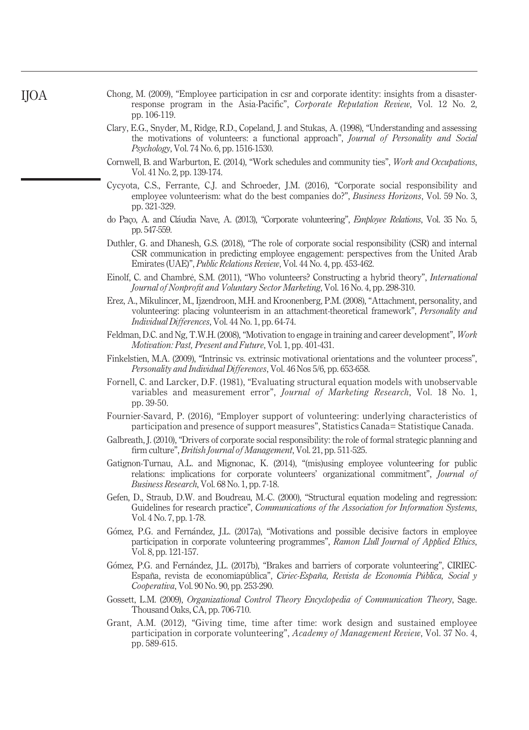Chong, M. (2009), "Employee participation in csr and corporate identity: insights from a disaster-response program in the Asia-Pacific", *Corporate Reputation Review*, Vol. 12 No. 2, pp. 106-119.

Clary, E.G., Snyder, M., Ridge, R.D., Copeland, J. and Stukas, A. (1998), "Understanding and assessing the motivations of volunteers: a functional approach", *Journal of Personality and Social Psychology*, Vol. 74 No. 6, pp. 1516-1530.

Cornwell, B. and Warburton, E. (2014), "Work schedules and community ties", *Work and Occupations*, Vol. 41 No. 2, pp. 139-174.

Cycyota, C.S., Ferrante, C.J. and Schroeder, J.M. (2016), "Corporate social responsibility and employee volunteerism: what do the best companies do?", *Business Horizons*, Vol. 59 No. 3, pp. 321-329.

do Paço, A. and Cláudia Nave, A. (2013), "Corporate volunteering", *Employee Relations*, Vol. 35 No. 5, pp. 547-559.

Duthler, G. and Dhanesh, G.S. (2018), "The role of corporate social responsibility (CSR) and internal CSR communication in predicting employee engagement: perspectives from the United Arab Emirates (UAE)", *Public Relations Review*, Vol. 44 No. 4, pp. 453-462.

Einolf, C. and Chambré, S.M. (2011), "Who volunteers? Constructing a hybrid theory", *International Journal of Nonprofit and Voluntary Sector Marketing*, Vol. 16 No. 4, pp. 298-310.

Erez, A., Mikulincer, M., Ijzendroon, M.H. and Kroonenberg, P.M. (2008), "Attachment, personality, and volunteering: placing volunteerism in an attachment-theoretical framework", *Personality and Individual Differences*, Vol. 44 No. 1, pp. 64-74.

Feldman, D.C. and Ng, T.W.H. (2008), "Motivation to engage in training and career development", *Work Motivation: Past, Present and Future*, Vol. 1, pp. 401-431.

Finkelstien, M.A. (2009), "Intrinsic vs. extrinsic motivational orientations and the volunteer process", *Personality and Individual Differences*, Vol. 46 Nos 5/6, pp. 653-658.

Fornell, C. and Larcker, D.F. (1981), "Evaluating structural equation models with unobservable variables and measurement error", *Journal of Marketing Research*, Vol. 18 No. 1, pp. 39-50.

Fournier-Savard, P. (2016), "Employer support of volunteering: underlying characteristics of participation and presence of support measures", Statistics Canada= Statistique Canada.

Galbreath, J. (2010), "Drivers of corporate social responsibility: the role of formal strategic planning and firm culture", *British Journal of Management*, Vol. 21, pp. 511-525.

Gatignon-Turnau, A.L. and Mignonac, K. (2014), "(mis)using employee volunteering for public relations: implications for corporate volunteers' organizational commitment", *Journal of Business Research*, Vol. 68 No. 1, pp. 7-18.

Gefen, D., Straub, D.W. and Boudreau, M.-C. (2000), "Structural equation modeling and regression: Guidelines for research practice", *Communications of the Association for Information Systems*, Vol. 4 No. 7, pp. 1-78.

Gómez, P.G. and Fernández, J.L. (2017a), "Motivations and possible decisive factors in employee participation in corporate volunteering programmes", *Ramon Llull Journal of Applied Ethics*, Vol. 8, pp. 121-157.

Gómez, P.G. and Fernández, J.L. (2017b), "Brakes and barriers of corporate volunteering", CIRIEC-España, revista de economíapública", *Ciriec-España, Revista de Economía Pública, Social y Cooperativa*, Vol. 90 No. 90, pp. 253-290.

Gossett, L.M. (2009), *Organizational Control Theory Encyclopedia of Communication Theory*, Sage. Thousand Oaks, CA, pp. 706-710.

Grant, A.M. (2012), "Giving time, time after time: work design and sustained employee participation in corporate volunteering", *Academy of Management Review*, Vol. 37 No. 4, pp. 589-615.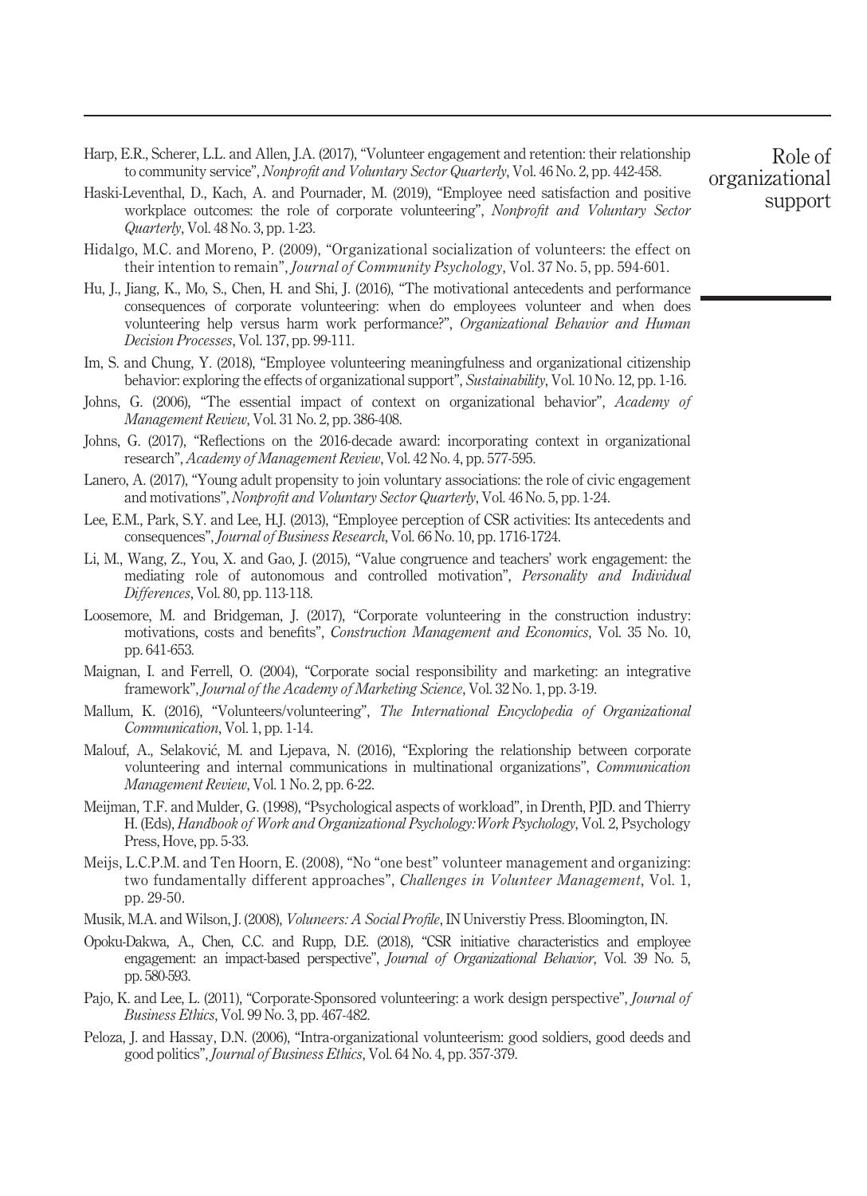Harp, E.R., Scherer, L.L. and Allen, J.A. (2017), "Volunteer engagement and retention: their relationship to community service", *Nonprofit and Voluntary Sector Quarterly*, Vol. 46 No. 2, pp. 442-458.

Haski-Leventhal, D., Kach, A. and Pournader, M. (2019), "Employee need satisfaction and positive workplace outcomes: the role of corporate volunteering", *Nonprofit and Voluntary Sector Quarterly*, Vol. 48 No. 3, pp. 1-23.

Hidalgo, M.C. and Moreno, P. (2009), "Organizational socialization of volunteers: the effect on their intention to remain", *Journal of Community Psychology*, Vol. 37 No. 5, pp. 594-601.

Hu, J., Jiang, K., Mo, S., Chen, H. and Shi, J. (2016), "The motivational antecedents and performance consequences of corporate volunteering: when do employees volunteer and when does volunteering help versus harm work performance?", *Organizational Behavior and Human Decision Processes*, Vol. 137, pp. 99-111.

Im, S. and Chung, Y. (2018), "Employee volunteering meaningfulness and organizational citizenship behavior: exploring the effects of organizational support", *Sustainability*, Vol. 10 No. 12, pp. 1-16.

Johns, G. (2006), "The essential impact of context on organizational behavior", *Academy of Management Review*, Vol. 31 No. 2, pp. 386-408.

Johns, G. (2017), "Reflections on the 2016-decade award: incorporating context in organizational research", *Academy of Management Review*, Vol. 42 No. 4, pp. 577-595.

Lanero, A. (2017), "Young adult propensity to join voluntary associations: the role of civic engagement and motivations", *Nonprofit and Voluntary Sector Quarterly*, Vol. 46 No. 5, pp. 1-24.

Lee, E.M., Park, S.Y. and Lee, H.J. (2013), "Employee perception of CSR activities: Its antecedents and consequences", *Journal of Business Research*, Vol. 66 No. 10, pp. 1716-1724.

Li, M., Wang, Z., You, X. and Gao, J. (2015), "Value congruence and teachers' work engagement: the mediating role of autonomous and controlled motivation", *Personality and Individual Differences*, Vol. 80, pp. 113-118.

Loosemore, M. and Bridgeman, J. (2017), "Corporate volunteering in the construction industry: motivations, costs and benefits", *Construction Management and Economics*, Vol. 35 No. 10, pp. 641-653.

Maignan, I. and Ferrell, O. (2004), "Corporate social responsibility and marketing: an integrative framework", *Journal of the Academy of Marketing Science*, Vol. 32 No. 1, pp. 3-19.

Mallum, K. (2016), "Volunteers/volunteering", *The International Encyclopedia of Organizational Communication*, Vol. 1, pp. 1-14.

Malouf, A., Selaković, M. and Ljepava, N. (2016), "Exploring the relationship between corporate volunteering and internal communications in multinational organizations", *Communication Management Review*, Vol. 1 No. 2, pp. 6-22.

Meijman, T.F. and Mulder, G. (1998), "Psychological aspects of workload", in Drenth, PJD. and Thierry H. (Eds), *Handbook of Work and Organizational Psychology: Work Psychology*, Vol. 2, Psychology Press, Hove, pp. 5-33.

Meijs, L.C.P.M. and Ten Hoorn, E. (2008), "No "one best" volunteer management and organizing: two fundamentally different approaches", *Challenges in Volunteer Management*, Vol. 1, pp. 29-50.

Musik, M.A. and Wilson, J. (2008), *Voluneers: A Social Profile*, IN Universtiy Press. Bloomington, IN.

Opoku-Dakwa, A., Chen, C.C. and Rupp, D.E. (2018), "CSR initiative characteristics and employee engagement: an impact-based perspective", *Journal of Organizational Behavior*, Vol. 39 No. 5, pp. 580-593.

Pajo, K. and Lee, L. (2011), "Corporate-Sponsored volunteering: a work design perspective", *Journal of Business Ethics*, Vol. 99 No. 3, pp. 467-482.

Peloza, J. and Hassay, D.N. (2006), "Intra-organizational volunteerism: good soldiers, good deeds and good politics", *Journal of Business Ethics*, Vol. 64 No. 4, pp. 357-379.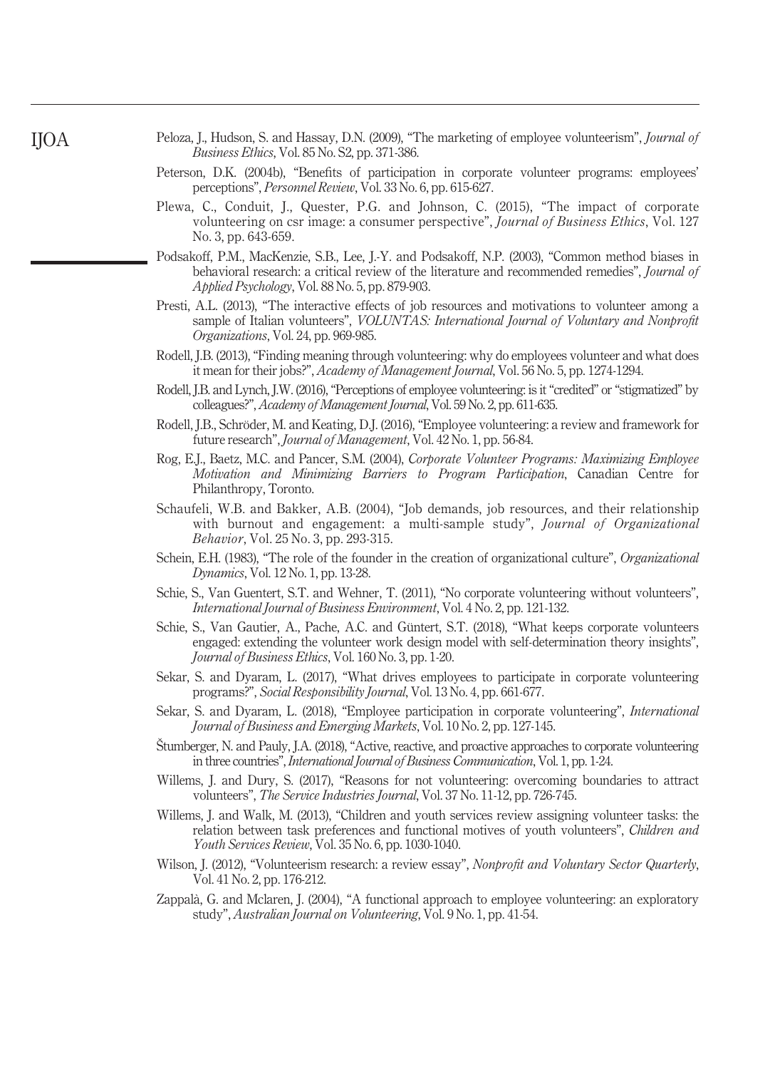Peloza, J., Hudson, S. and Hassay, D.N. (2009), "The marketing of employee volunteerism", *Journal of Business Ethics*, Vol. 85 No. S2, pp. 371-386.

Peterson, D.K. (2004b), "Benefits of participation in corporate volunteer programs: employees' perceptions", *Personnel Review*, Vol. 33 No. 6, pp. 615-627.

Plewa, C., Conduit, J., Quester, P.G. and Johnson, C. (2015), "The impact of corporate volunteering on csr image: a consumer perspective", *Journal of Business Ethics*, Vol. 127 No. 3, pp. 643-659.

Podsakoff, P.M., MacKenzie, S.B., Lee, J.-Y. and Podsakoff, N.P. (2003), "Common method biases in behavioral research: a critical review of the literature and recommended remedies", *Journal of Applied Psychology*, Vol. 88 No. 5, pp. 879-903.

Presti, A.L. (2013), "The interactive effects of job resources and motivations to volunteer among a sample of Italian volunteers", *VOLUNTAS: International Journal of Voluntary and Nonprofit Organizations*, Vol. 24, pp. 969-985.

Rodell, J.B. (2013), "Finding meaning through volunteering: why do employees volunteer and what does it mean for their jobs?", *Academy of Management Journal*, Vol. 56 No. 5, pp. 1274-1294.

Rodell, J.B. and Lynch, J.W. (2016), "Perceptions of employee volunteering: is it "credited" or "stigmatized" by colleagues?", *Academy of Management Journal*, Vol. 59 No. 2, pp. 611-635.

Rodell, J.B., Schröder, M. and Keating, D.J. (2016), "Employee volunteering: a review and framework for future research", *Journal of Management*, Vol. 42 No. 1, pp. 56-84.

Rog, E.J., Baetz, M.C. and Pancer, S.M. (2004), *Corporate Volunteer Programs: Maximizing Employee Motivation and Minimizing Barriers to Program Participation*, Canadian Centre for Philanthropy, Toronto.

Schaufeli, W.B. and Bakker, A.B. (2004), "Job demands, job resources, and their relationship with burnout and engagement: a multi-sample study", *Journal of Organizational Behavior*, Vol. 25 No. 3, pp. 293-315.

Schein, E.H. (1983), "The role of the founder in the creation of organizational culture", *Organizational Dynamics*, Vol. 12 No. 1, pp. 13-28.

Schie, S., Van Guentert, S.T. and Wehner, T. (2011), "No corporate volunteering without volunteers", *International Journal of Business Environment*, Vol. 4 No. 2, pp. 121-132.

Schie, S., Van Gautier, A., Pache, A.C. and Güntert, S.T. (2018), "What keeps corporate volunteers engaged: extending the volunteer work design model with self-determination theory insights", *Journal of Business Ethics*, Vol. 160 No. 3, pp. 1-20.

Sekar, S. and Dyaram, L. (2017), "What drives employees to participate in corporate volunteering programs?", *Social Responsibility Journal*, Vol. 13 No. 4, pp. 661-677.

Sekar, S. and Dyaram, L. (2018), "Employee participation in corporate volunteering", *International Journal of Business and Emerging Markets*, Vol. 10 No. 2, pp. 127-145.

Štumberger, N. and Pauly, J.A. (2018), "Active, reactive, and proactive approaches to corporate volunteering in three countries", *International Journal of Business Communication*, Vol. 1, pp. 1-24.

Willems, J. and Dury, S. (2017), "Reasons for not volunteering: overcoming boundaries to attract volunteers", *The Service Industries Journal*, Vol. 37 No. 11-12, pp. 726-745.

Willems, J. and Walk, M. (2013), "Children and youth services review assigning volunteer tasks: the relation between task preferences and functional motives of youth volunteers", *Children and Youth Services Review*, Vol. 35 No. 6, pp. 1030-1040.

Wilson, J. (2012), "Volunteerism research: a review essay", *Nonprofit and Voluntary Sector Quarterly*, Vol. 41 No. 2, pp. 176-212.

Zappalà, G. and Mclaren, J. (2004), "A functional approach to employee volunteering: an exploratory study", *Australian Journal on Volunteering*, Vol. 9 No. 1, pp. 41-54.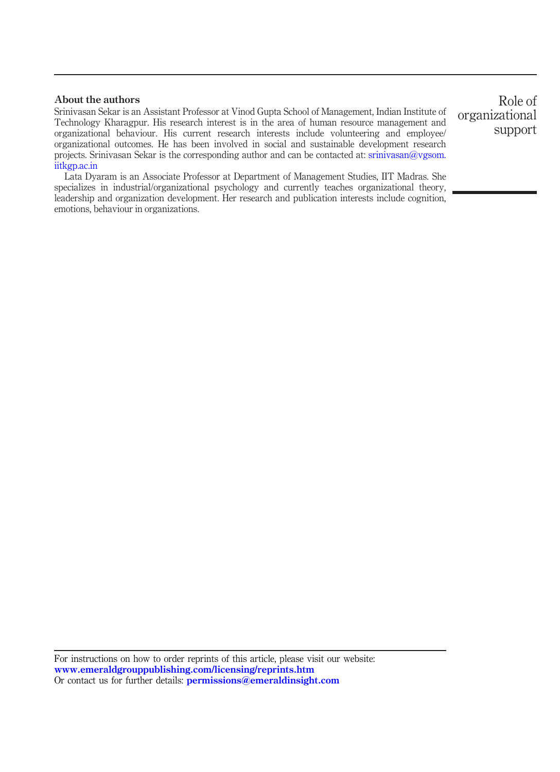## About the authors

Srinivasan Sekar is an Assistant Professor at Vinod Gupta School of Management, Indian Institute of Technology Kharagpur. His research interest is in the area of human resource management and organizational behaviour. His current research interests include volunteering and employee/organizational outcomes. He has been involved in social and sustainable development research projects. Srinivasan Sekar is the corresponding author and can be contacted at: srinivasan@vgsom.iitkgp.ac.in

Lata Dyaram is an Associate Professor at Department of Management Studies, IIT Madras. She specializes in industrial/organizational psychology and currently teaches organizational theory, leadership and organization development. Her research and publication interests include cognition, emotions, behaviour in organizations.

For instructions on how to order reprints of this article, please visit our website:
**www.emeraldgrouppublishing.com/licensing/reprints.htm**
Or contact us for further details: **permissions@emeraldinsight.com**